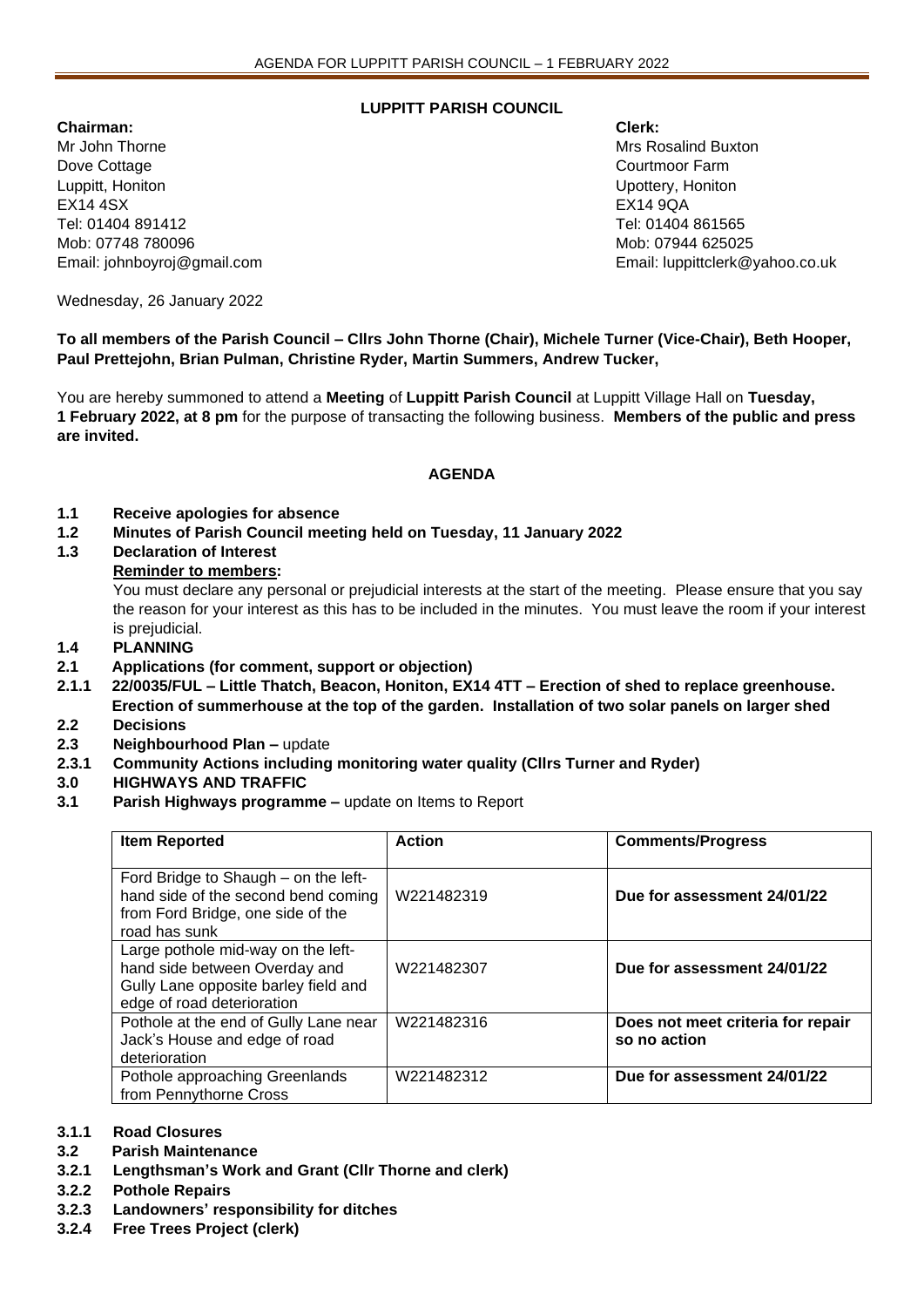**LUPPITT PARISH COUNCIL**

**Chairman:**
Mr John Thorne
Dove Cottage
Luppitt, Honiton
EX14 4SX
Tel: 01404 891412
Mob: 07748 780096
Email: johnboyroj@gmail.com

**Clerk:**
Mrs Rosalind Buxton
Courtmoor Farm
Upottery, Honiton
EX14 9QA
Tel: 01404 861565
Mob: 07944 625025
Email: luppittclerk@yahoo.co.uk

Wednesday, 26 January 2022

**To all members of the Parish Council – Cllrs John Thorne (Chair), Michele Turner (Vice-Chair), Beth Hooper, Paul Prettejohn, Brian Pulman, Christine Ryder, Martin Summers, Andrew Tucker,**

You are hereby summoned to attend a **Meeting** of **Luppitt Parish Council** at Luppitt Village Hall on **Tuesday, 1 February 2022, at 8 pm** for the purpose of transacting the following business. **Members of the public and press are invited.**

**AGENDA**

**1.1 Receive apologies for absence**

**1.2 Minutes of Parish Council meeting held on Tuesday, 11 January 2022**

**1.3 Declaration of Interest**

**Reminder to members:**

You must declare any personal or prejudicial interests at the start of the meeting. Please ensure that you say the reason for your interest as this has to be included in the minutes. You must leave the room if your interest is prejudicial.

**1.4 PLANNING**

**2.1 Applications (for comment, support or objection)**

**2.1.1 22/0035/FUL – Little Thatch, Beacon, Honiton, EX14 4TT – Erection of shed to replace greenhouse. Erection of summerhouse at the top of the garden. Installation of two solar panels on larger shed**

**2.2 Decisions**

**2.3 Neighbourhood Plan –** update

**2.3.1 Community Actions including monitoring water quality (Cllrs Turner and Ryder)**

**3.0 HIGHWAYS AND TRAFFIC**

**3.1 Parish Highways programme –** update on Items to Report

| Item Reported | Action | Comments/Progress |
|---|---|---|
| Ford Bridge to Shaugh – on the left-hand side of the second bend coming from Ford Bridge, one side of the road has sunk | W221482319 | **Due for assessment 24/01/22** |
| Large pothole mid-way on the left-hand side between Overday and Gully Lane opposite barley field and edge of road deterioration | W221482307 | **Due for assessment 24/01/22** |
| Pothole at the end of Gully Lane near Jack's House and edge of road deterioration | W221482316 | **Does not meet criteria for repair so no action** |
| Pothole approaching Greenlands from Pennythorne Cross | W221482312 | **Due for assessment 24/01/22** |

**3.1.1 Road Closures**

**3.2 Parish Maintenance**

**3.2.1 Lengthsman's Work and Grant (Cllr Thorne and clerk)**

**3.2.2 Pothole Repairs**

**3.2.3 Landowners' responsibility for ditches**

**3.2.4 Free Trees Project (clerk)**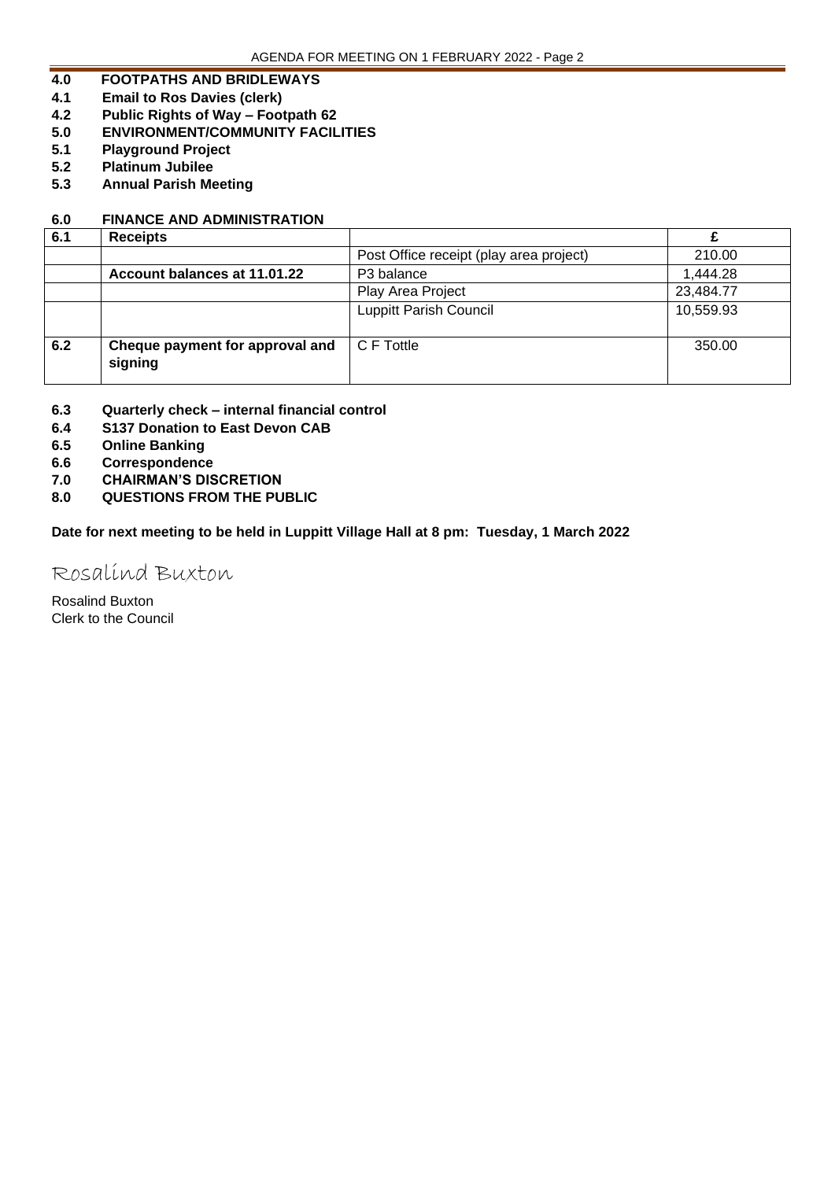**4.0 FOOTPATHS AND BRIDLEWAYS**

**4.1 Email to Ros Davies (clerk)**

**4.2 Public Rights of Way – Footpath 62**

**5.0 ENVIRONMENT/COMMUNITY FACILITIES**

**5.1 Playground Project**

**5.2 Platinum Jubilee**

**5.3 Annual Parish Meeting**

**6.0 FINANCE AND ADMINISTRATION**

| | | | |
|---|---|---|---|
| **6.1** | **Receipts** | | **£** |
| | | Post Office receipt (play area project) | 210.00 |
| | **Account balances at 11.01.22** | P3 balance | 1,444.28 |
| | | Play Area Project | 23,484.77 |
| | | Luppitt Parish Council | 10,559.93 |
| **6.2** | **Cheque payment for approval and signing** | C F Tottle | 350.00 |

**6.3 Quarterly check – internal financial control**

**6.4 S137 Donation to East Devon CAB**

**6.5 Online Banking**

**6.6 Correspondence**

**7.0 CHAIRMAN'S DISCRETION**

**8.0 QUESTIONS FROM THE PUBLIC**

**Date for next meeting to be held in Luppitt Village Hall at 8 pm: Tuesday, 1 March 2022**

Rosalind Buxton

Rosalind Buxton
Clerk to the Council